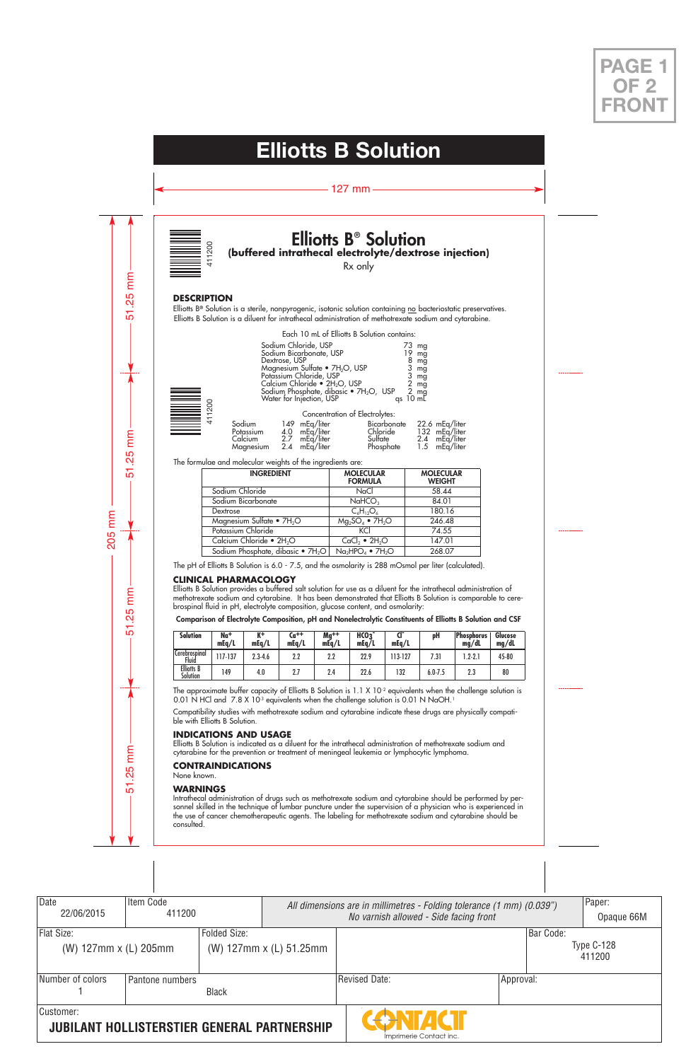PAGE 1 OF 2 FRONT

# Elliotts B Solution

127 mm

411200

## Elliotts B® Solution

**(buffered intrathecal electrolyte/dextrose injection)**

Rx only

### DESCRIPTION

Elliotts B® Solution is a sterile, nonpyrogenic, isotonic solution containing no bacteriostatic preservatives. Elliotts B Solution is a diluent for intrathecal administration of methotrexate sodium and cytarabine.

Each 10 mL of Elliotts B Solution contains:

| | |
|---|---|
| Sodium Chloride, USP | 73 mg |
| Sodium Bicarbonate, USP | 19 mg |
| Dextrose, USP | 8 mg |
| Magnesium Sulfate • $7H_2O$, USP | 3 mg |
| Potassium Chloride, USP | 3 mg |
| Calcium Chloride • $2H_2O$, USP | 2 mg |
| Sodium Phosphate, dibasic • $7H_2O$, USP | 2 mg |
| Water for Injection, USP | qs 10 mL |

411200

Concentration of Electrolytes:

| | | | |
|---|---|---|---|
| Sodium | 149 mEq/liter | Bicarbonate | 22.6 mEq/liter |
| Potassium | 4.0 mEq/liter | Chloride | 132 mEq/liter |
| Calcium | 2.7 mEq/liter | Sulfate | 2.4 mEq/liter |
| Magnesium | 2.4 mEq/liter | Phosphate | 1.5 mEq/liter |

The formulae and molecular weights of the ingredients are:

| INGREDIENT | MOLECULAR FORMULA | MOLECULAR WEIGHT |
|---|---|---|
| Sodium Chloride | NaCl | 58.44 |
| Sodium Bicarbonate | $NaHCO_3$ | 84.01 |
| Dextrose | $C_6H_{12}O_6$ | 180.16 |
| Magnesium Sulfate • $7H_2O$ | $Mg_2SO_4$ • $7H_2O$ | 246.48 |
| Potassium Chloride | KCl | 74.55 |
| Calcium Chloride • $2H_2O$ | $CaCl_2$ • $2H_2O$ | 147.01 |
| Sodium Phosphate, dibasic • $7H_2O$ | $Na_2HPO_4$ • $7H_2O$ | 268.07 |

The pH of Elliotts B Solution is 6.0 - 7.5, and the osmolarity is 288 mOsmol per liter (calculated).

### CLINICAL PHARMACOLOGY

Elliotts B Solution provides a buffered salt solution for use as a diluent for the intrathecal administration of methotrexate sodium and cytarabine. It has been demonstrated that Elliotts B Solution is comparable to cerebrospinal fluid in pH, electrolyte composition, glucose content, and osmolarity:

**Comparison of Electrolyte Composition, pH and Nonelectrolytic Constituents of Elliotts B Solution and CSF**

| Solution | $Na^+$ mEq/L | $K^+$ mEq/L | $Ca^{++}$ mEq/L | $Mg^{++}$ mEq/L | $HCO_3^-$ mEq/L | $Cl^-$ mEq/L | pH | Phosphorus mg/dL | Glucose mg/dL |
|---|---|---|---|---|---|---|---|---|---|
| Cerebrospinal Fluid | 117-137 | 2.3-4.6 | 2.2 | 2.2 | 22.9 | 113-127 | 7.31 | 1.2-2.1 | 45-80 |
| Elliotts B Solution | 149 | 4.0 | 2.7 | 2.4 | 22.6 | 132 | 6.0-7.5 | 2.3 | 80 |

The approximate buffer capacity of Elliotts B Solution is $1.1 \times 10^{-2}$ equivalents when the challenge solution is 0.01 N HCl and $7.8 \times 10^{-3}$ equivalents when the challenge solution is 0.01 N NaOH.[1]

Compatibility studies with methotrexate sodium and cytarabine indicate these drugs are physically compatible with Elliotts B Solution.

### INDICATIONS AND USAGE

Elliotts B Solution is indicated as a diluent for the intrathecal administration of methotrexate sodium and cytarabine for the prevention or treatment of meningeal leukemia or lymphocytic lymphoma.

### CONTRAINDICATIONS

None known.

### WARNINGS

Intrathecal administration of drugs such as methotrexate sodium and cytarabine should be performed by personnel skilled in the technique of lumbar puncture under the supervision of a physician who is experienced in the use of cancer chemotherapeutic agents. The labeling for methotrexate sodium and cytarabine should be consulted.

205 mm; 51.25 mm; 51.25 mm; 51.25 mm; 51.25 mm

| Date | Item Code | All dimensions are in millimetres - Folding tolerance (1 mm) (0.039") No varnish allowed - Side facing front | Paper: |
|---|---|---|---|
| 22/06/2015 | 411200 | | Opaque 66M |
| **Flat Size:** (W) 127mm x (L) 205mm | **Folded Size:** (W) 127mm x (L) 51.25mm | | **Bar Code:** Type C-128 411200 |
| **Number of colors:** 1 | **Pantone numbers:** Black | **Revised Date:** | **Approval:** |
| **Customer:** JUBILANT HOLLISTERSTIER GENERAL PARTNERSHIP | | CONTACT Imprimerie Contact inc. | |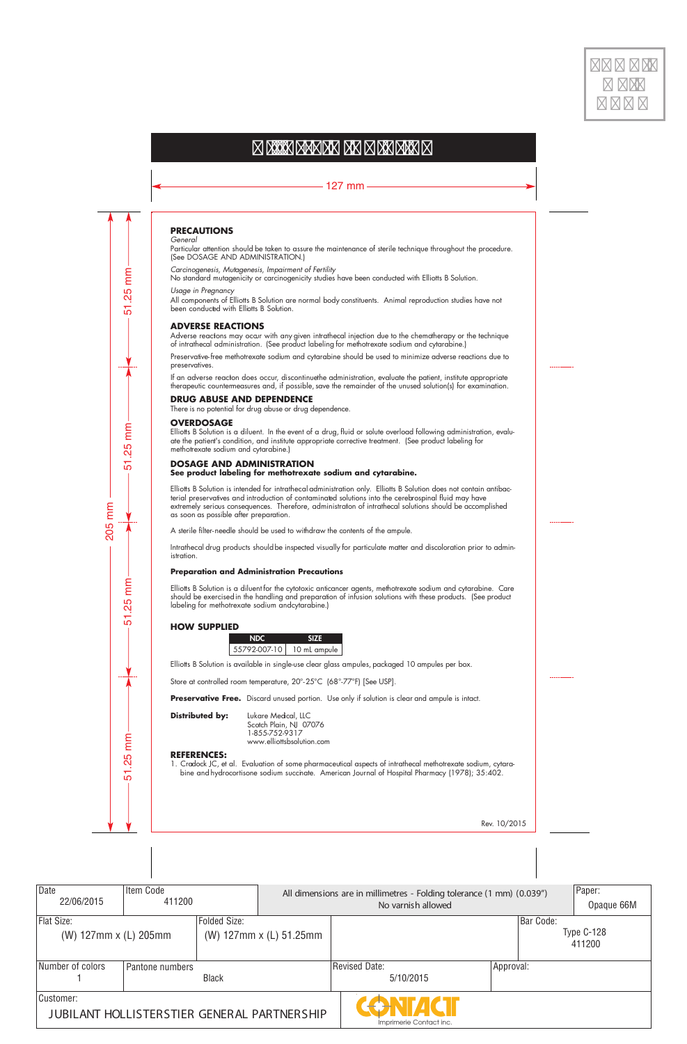## PRECAUTIONS

*General*

Particular attention should be taken to assure the maintenance of sterile technique throughout the procedure. (See DOSAGE AND ADMINISTRATION.)

*Carcinogenesis, Mutagenesis, Impairment of Fertility*

No standard mutagenicity or carcinogenicity studies have been conducted with Elliotts B Solution.

*Usage in Pregnancy*

All components of Elliotts B Solution are normal body constituents. Animal reproduction studies have not been conducted with Elliotts B Solution.

## ADVERSE REACTIONS

Adverse reactions may occur with any given intrathecal injection due to the chemotherapy or the technique of intrathecal administration. (See product labeling for methotrexate sodium and cytarabine.)

Preservative-free methotrexate sodium and cytarabine should be used to minimize adverse reactions due to preservatives.

If an adverse reaction does occur, discontinue the administration, evaluate the patient, institute appropriate therapeutic countermeasures and, if possible, save the remainder of the unused solution(s) for examination.

## DRUG ABUSE AND DEPENDENCE

There is no potential for drug abuse or drug dependence.

## OVERDOSAGE

Elliotts B Solution is a diluent. In the event of a drug, fluid or solute overload following administration, evaluate the patient's condition, and institute appropriate corrective treatment. (See product labeling for methotrexate sodium and cytarabine.)

## DOSAGE AND ADMINISTRATION

**See product labeling for methotrexate sodium and cytarabine.**

Elliotts B Solution is intended for intrathecal administration only. Elliotts B Solution does not contain antibacterial preservatives and introduction of contaminated solutions into the cerebrospinal fluid may have extremely serious consequences. Therefore, administration of intrathecal solutions should be accomplished as soon as possible after preparation.

A sterile filter-needle should be used to withdraw the contents of the ampule.

Intrathecal drug products should be inspected visually for particulate matter and discoloration prior to administration.

**Preparation and Administration Precautions**

Elliotts B Solution is a diluent for the cytotoxic anticancer agents, methotrexate sodium and cytarabine. Care should be exercised in the handling and preparation of infusion solutions with these products. (See product labeling for methotrexate sodium andcytarabine.)

## HOW SUPPLIED

| NDC | SIZE |
|---|---|
| 55792-007-10 | 10 mL ampule |

Elliotts B Solution is available in single-use clear glass ampules, packaged 10 ampules per box.

Store at controlled room temperature, 20°-25°C (68°-77°F) [See USP].

**Preservative Free.** Discard unused portion. Use only if solution is clear and ampule is intact.

**Distributed by:** Lukare Medical, LLC
Scotch Plain, NJ 07076
1-855-752-9317
www.elliottsbsolution.com

## REFERENCES:

1. Cradock JC, et al. Evaluation of some pharmaceutical aspects of intrathecal methotrexate sodium, cytarabine and hydrocortisone sodium succinate. American Journal of Hospital Pharmacy (1978); 35:402.

Rev. 10/2015

| | | | | |
|---|---|---|---|---|
| Date: 22/06/2015 | Item Code: 411200 | All dimensions are in millimetres - Folding tolerance (1 mm) (0.039") No varnish allowed | | Paper: Opaque 66M |
| Flat Size: (W) 127mm x (L) 205mm | Folded Size: (W) 127mm x (L) 51.25mm | | | Bar Code: Type C-128 411200 |
| Number of colors: 1 | Pantone numbers: Black | Revised Date: 5/10/2015 | Approval: | |
| Customer: JUBILANT HOLLISTERSTIER GENERAL PARTNERSHIP | | CONTACT Imprimerie Contact inc. | | |